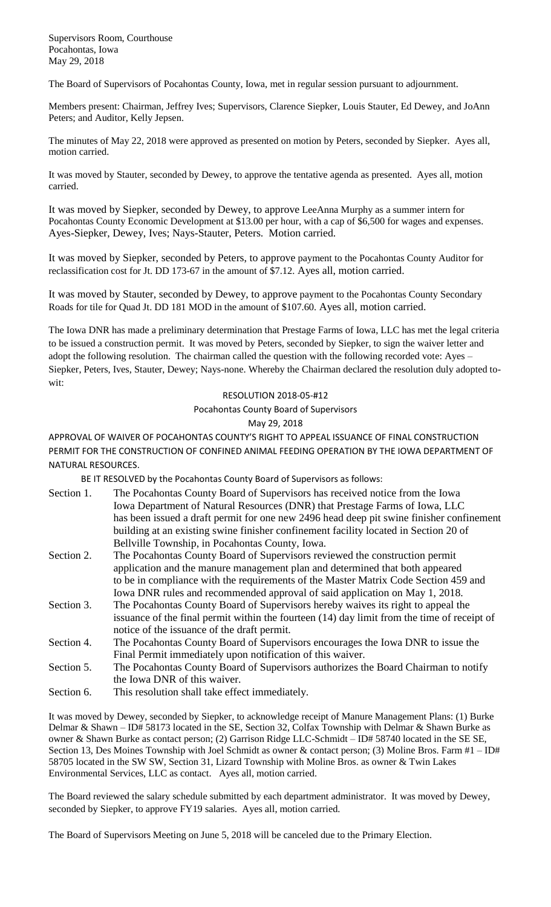Supervisors Room, Courthouse
Pocahontas, Iowa
May 29, 2018

The Board of Supervisors of Pocahontas County, Iowa, met in regular session pursuant to adjournment.

Members present: Chairman, Jeffrey Ives; Supervisors, Clarence Siepker, Louis Stauter, Ed Dewey, and JoAnn Peters; and Auditor, Kelly Jepsen.

The minutes of May 22, 2018 were approved as presented on motion by Peters, seconded by Siepker. Ayes all, motion carried.

It was moved by Stauter, seconded by Dewey, to approve the tentative agenda as presented. Ayes all, motion carried.

It was moved by Siepker, seconded by Dewey, to approve LeeAnna Murphy as a summer intern for Pocahontas County Economic Development at $13.00 per hour, with a cap of $6,500 for wages and expenses. Ayes-Siepker, Dewey, Ives; Nays-Stauter, Peters. Motion carried.

It was moved by Siepker, seconded by Peters, to approve payment to the Pocahontas County Auditor for reclassification cost for Jt. DD 173-67 in the amount of $7.12. Ayes all, motion carried.

It was moved by Stauter, seconded by Dewey, to approve payment to the Pocahontas County Secondary Roads for tile for Quad Jt. DD 181 MOD in the amount of $107.60. Ayes all, motion carried.

The Iowa DNR has made a preliminary determination that Prestage Farms of Iowa, LLC has met the legal criteria to be issued a construction permit. It was moved by Peters, seconded by Siepker, to sign the waiver letter and adopt the following resolution. The chairman called the question with the following recorded vote: Ayes – Siepker, Peters, Ives, Stauter, Dewey; Nays-none. Whereby the Chairman declared the resolution duly adopted to-wit:

RESOLUTION 2018-05-#12

Pocahontas County Board of Supervisors

May 29, 2018

APPROVAL OF WAIVER OF POCAHONTAS COUNTY'S RIGHT TO APPEAL ISSUANCE OF FINAL CONSTRUCTION PERMIT FOR THE CONSTRUCTION OF CONFINED ANIMAL FEEDING OPERATION BY THE IOWA DEPARTMENT OF NATURAL RESOURCES.

BE IT RESOLVED by the Pocahontas County Board of Supervisors as follows:

Section 1. The Pocahontas County Board of Supervisors has received notice from the Iowa Iowa Department of Natural Resources (DNR) that Prestage Farms of Iowa, LLC has been issued a draft permit for one new 2496 head deep pit swine finisher confinement building at an existing swine finisher confinement facility located in Section 20 of Bellville Township, in Pocahontas County, Iowa.

Section 2. The Pocahontas County Board of Supervisors reviewed the construction permit application and the manure management plan and determined that both appeared to be in compliance with the requirements of the Master Matrix Code Section 459 and Iowa DNR rules and recommended approval of said application on May 1, 2018.

Section 3. The Pocahontas County Board of Supervisors hereby waives its right to appeal the issuance of the final permit within the fourteen (14) day limit from the time of receipt of notice of the issuance of the draft permit.

Section 4. The Pocahontas County Board of Supervisors encourages the Iowa DNR to issue the Final Permit immediately upon notification of this waiver.

Section 5. The Pocahontas County Board of Supervisors authorizes the Board Chairman to notify the Iowa DNR of this waiver.

Section 6. This resolution shall take effect immediately.

It was moved by Dewey, seconded by Siepker, to acknowledge receipt of Manure Management Plans: (1) Burke Delmar & Shawn – ID# 58173 located in the SE, Section 32, Colfax Township with Delmar & Shawn Burke as owner & Shawn Burke as contact person; (2) Garrison Ridge LLC-Schmidt – ID# 58740 located in the SE SE, Section 13, Des Moines Township with Joel Schmidt as owner & contact person; (3) Moline Bros. Farm #1 – ID# 58705 located in the SW SW, Section 31, Lizard Township with Moline Bros. as owner & Twin Lakes Environmental Services, LLC as contact. Ayes all, motion carried.

The Board reviewed the salary schedule submitted by each department administrator. It was moved by Dewey, seconded by Siepker, to approve FY19 salaries. Ayes all, motion carried.

The Board of Supervisors Meeting on June 5, 2018 will be canceled due to the Primary Election.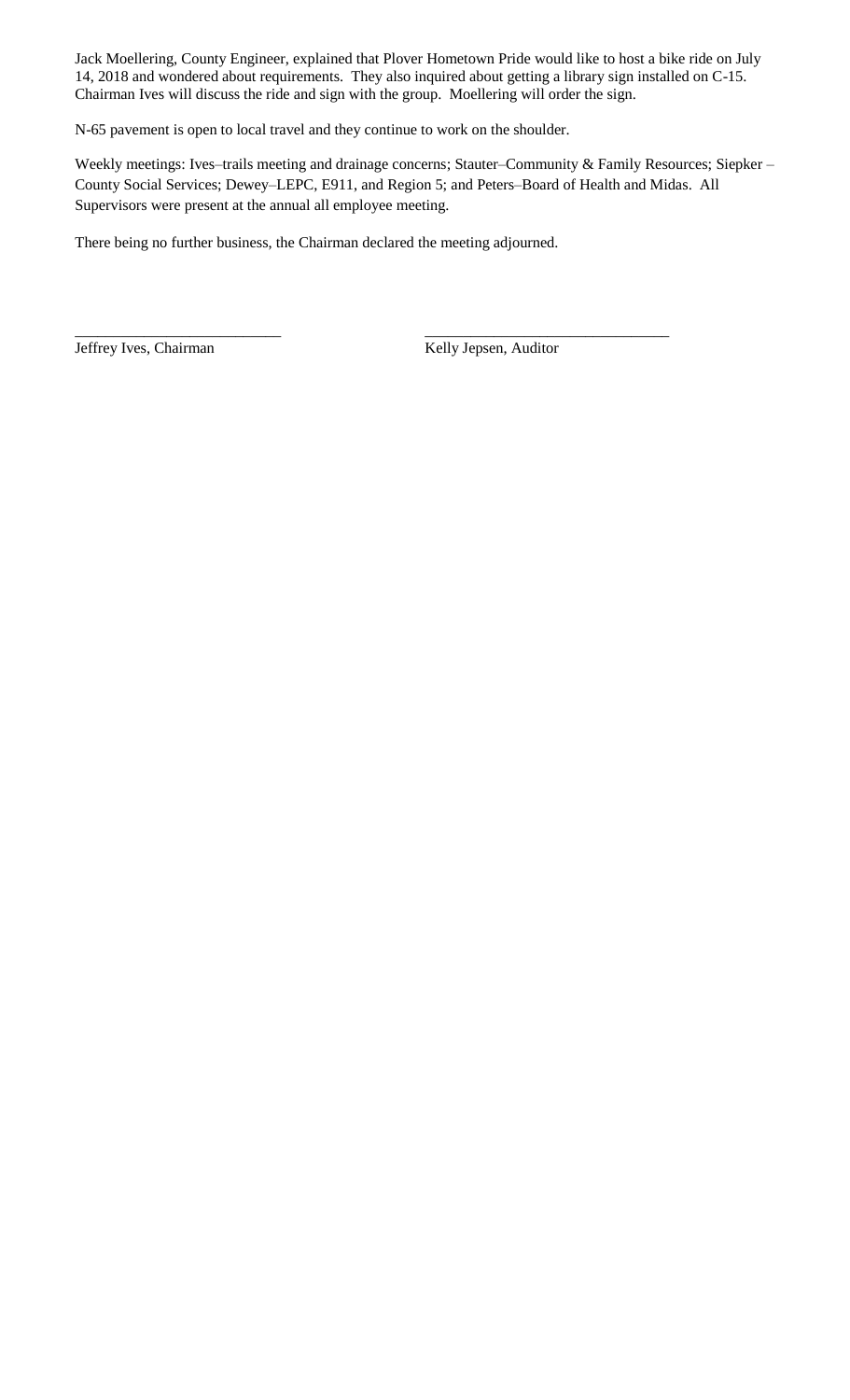Jack Moellering, County Engineer, explained that Plover Hometown Pride would like to host a bike ride on July 14, 2018 and wondered about requirements. They also inquired about getting a library sign installed on C-15. Chairman Ives will discuss the ride and sign with the group. Moellering will order the sign.

N-65 pavement is open to local travel and they continue to work on the shoulder.

Weekly meetings: Ives–trails meeting and drainage concerns; Stauter–Community & Family Resources; Siepker – County Social Services; Dewey–LEPC, E911, and Region 5; and Peters–Board of Health and Midas. All Supervisors were present at the annual all employee meeting.

There being no further business, the Chairman declared the meeting adjourned.

\_\_\_\_\_\_\_\_\_\_\_\_\_\_\_\_\_\_\_\_\_\_\_\_\_\_\_ \_\_\_\_\_\_\_\_\_\_\_\_\_\_\_\_\_\_\_\_\_\_\_\_\_\_\_\_\_\_\_

Jeffrey Ives, Chairman Kelly Jepsen, Auditor